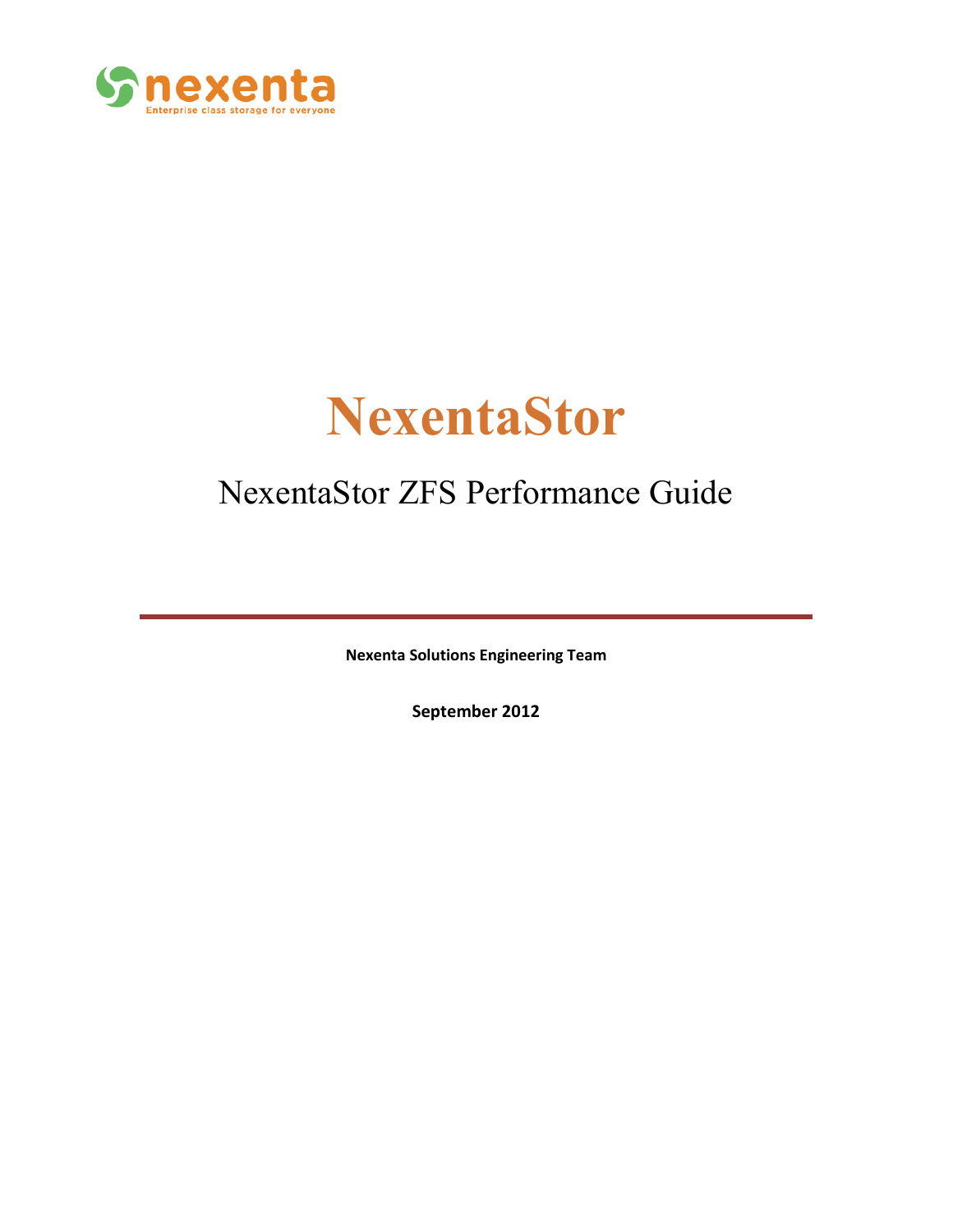nexenta

Enterprise class storage for everyone

# NexentaStor

## NexentaStor ZFS Performance Guide

**Nexenta Solutions Engineering Team**

**September 2012**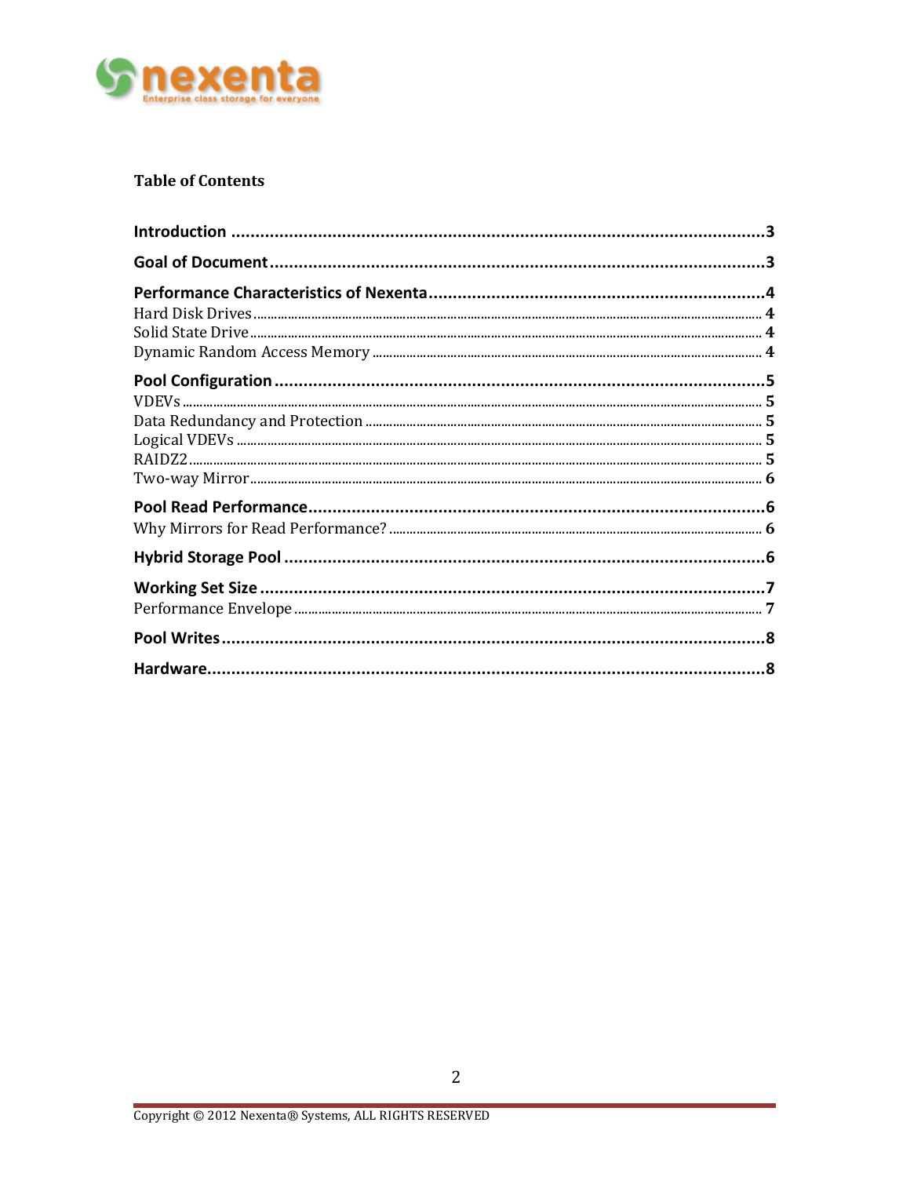**Table of Contents**

**Introduction** ..... 3

**Goal of Document** ..... 3

**Performance Characteristics of Nexenta** ..... 4

- Hard Disk Drives ..... 4
- Solid State Drive ..... 4
- Dynamic Random Access Memory ..... 4

**Pool Configuration** ..... 5

- VDEVs ..... 5
- Data Redundancy and Protection ..... 5
- Logical VDEVs ..... 5
- RAIDZ2 ..... 5
- Two-way Mirror ..... 6

**Pool Read Performance** ..... 6

- Why Mirrors for Read Performance? ..... 6

**Hybrid Storage Pool** ..... 6

**Working Set Size** ..... 7

- Performance Envelope ..... 7

**Pool Writes** ..... 8

**Hardware** ..... 8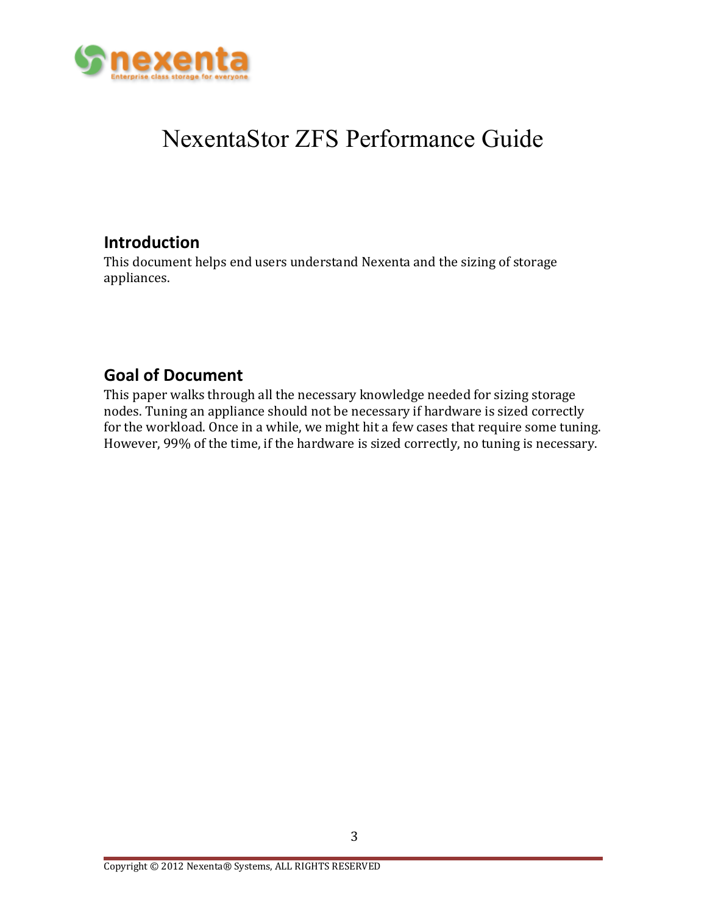# NexentaStor ZFS Performance Guide

## Introduction

This document helps end users understand Nexenta and the sizing of storage appliances.

## Goal of Document

This paper walks through all the necessary knowledge needed for sizing storage nodes. Tuning an appliance should not be necessary if hardware is sized correctly for the workload. Once in a while, we might hit a few cases that require some tuning. However, 99% of the time, if the hardware is sized correctly, no tuning is necessary.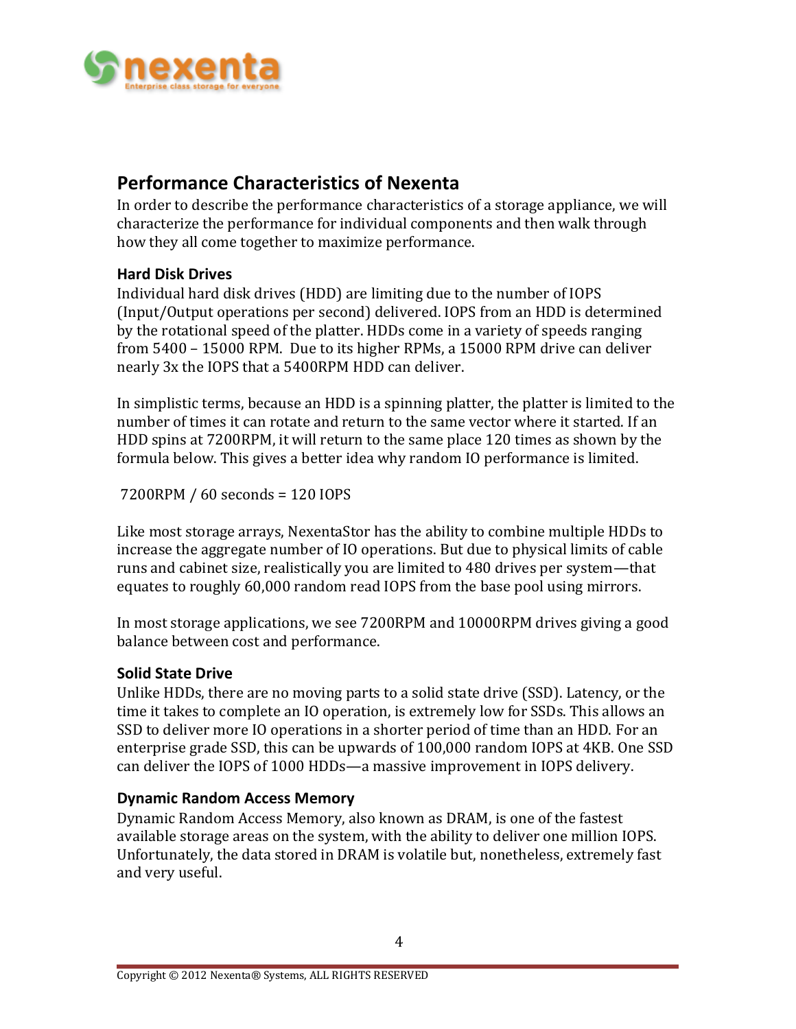## Performance Characteristics of Nexenta

In order to describe the performance characteristics of a storage appliance, we will characterize the performance for individual components and then walk through how they all come together to maximize performance.

### Hard Disk Drives

Individual hard disk drives (HDD) are limiting due to the number of IOPS (Input/Output operations per second) delivered. IOPS from an HDD is determined by the rotational speed of the platter. HDDs come in a variety of speeds ranging from 5400 – 15000 RPM. Due to its higher RPMs, a 15000 RPM drive can deliver nearly 3x the IOPS that a 5400RPM HDD can deliver.

In simplistic terms, because an HDD is a spinning platter, the platter is limited to the number of times it can rotate and return to the same vector where it started. If an HDD spins at 7200RPM, it will return to the same place 120 times as shown by the formula below. This gives a better idea why random IO performance is limited.

7200RPM / 60 seconds = 120 IOPS

Like most storage arrays, NexentaStor has the ability to combine multiple HDDs to increase the aggregate number of IO operations. But due to physical limits of cable runs and cabinet size, realistically you are limited to 480 drives per system—that equates to roughly 60,000 random read IOPS from the base pool using mirrors.

In most storage applications, we see 7200RPM and 10000RPM drives giving a good balance between cost and performance.

### Solid State Drive

Unlike HDDs, there are no moving parts to a solid state drive (SSD). Latency, or the time it takes to complete an IO operation, is extremely low for SSDs. This allows an SSD to deliver more IO operations in a shorter period of time than an HDD. For an enterprise grade SSD, this can be upwards of 100,000 random IOPS at 4KB. One SSD can deliver the IOPS of 1000 HDDs—a massive improvement in IOPS delivery.

### Dynamic Random Access Memory

Dynamic Random Access Memory, also known as DRAM, is one of the fastest available storage areas on the system, with the ability to deliver one million IOPS. Unfortunately, the data stored in DRAM is volatile but, nonetheless, extremely fast and very useful.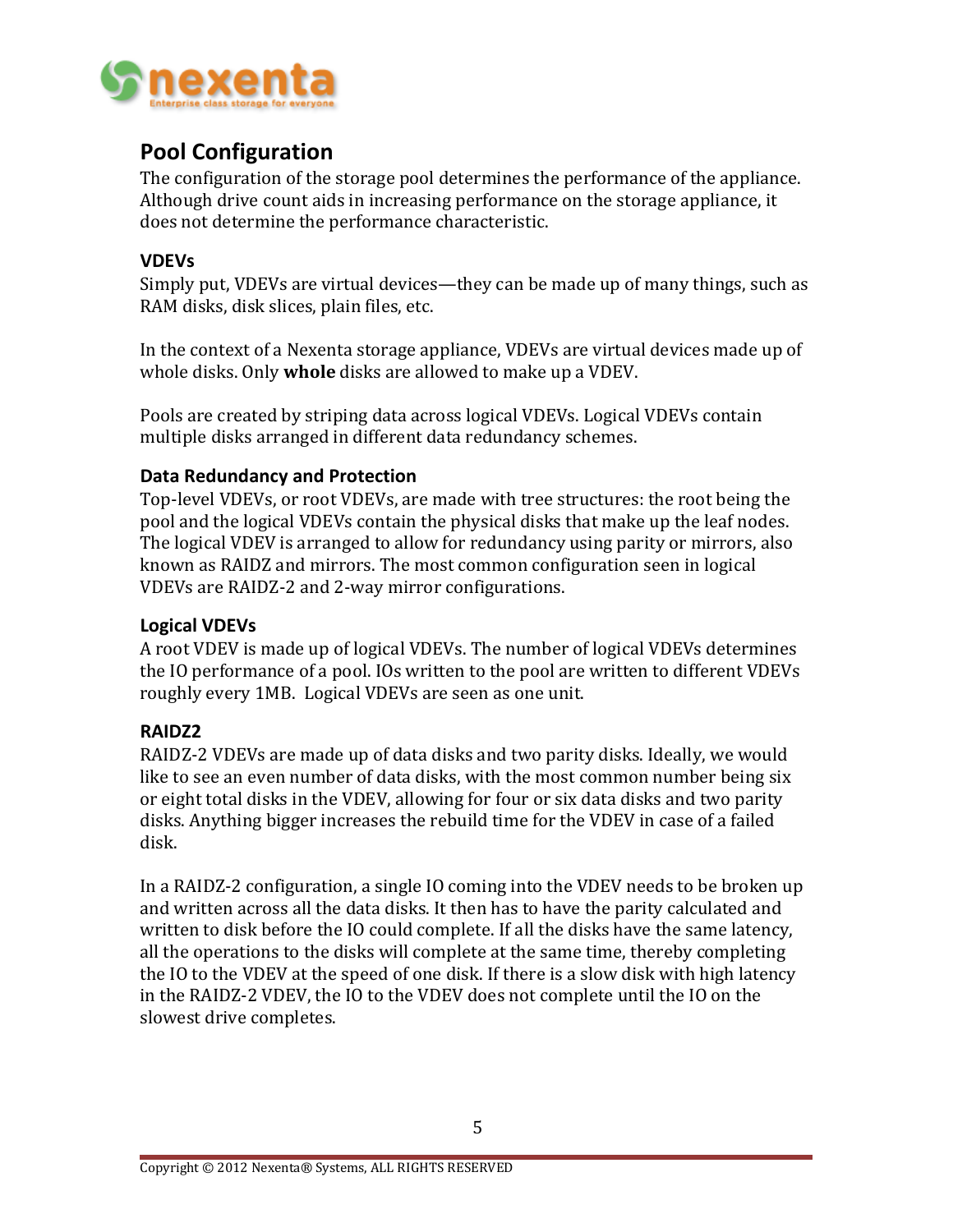## Pool Configuration

The configuration of the storage pool determines the performance of the appliance. Although drive count aids in increasing performance on the storage appliance, it does not determine the performance characteristic.

### VDEVs

Simply put, VDEVs are virtual devices—they can be made up of many things, such as RAM disks, disk slices, plain files, etc.

In the context of a Nexenta storage appliance, VDEVs are virtual devices made up of whole disks. Only **whole** disks are allowed to make up a VDEV.

Pools are created by striping data across logical VDEVs. Logical VDEVs contain multiple disks arranged in different data redundancy schemes.

### Data Redundancy and Protection

Top-level VDEVs, or root VDEVs, are made with tree structures: the root being the pool and the logical VDEVs contain the physical disks that make up the leaf nodes. The logical VDEV is arranged to allow for redundancy using parity or mirrors, also known as RAIDZ and mirrors. The most common configuration seen in logical VDEVs are RAIDZ-2 and 2-way mirror configurations.

### Logical VDEVs

A root VDEV is made up of logical VDEVs. The number of logical VDEVs determines the IO performance of a pool. IOs written to the pool are written to different VDEVs roughly every 1MB. Logical VDEVs are seen as one unit.

### RAIDZ2

RAIDZ-2 VDEVs are made up of data disks and two parity disks. Ideally, we would like to see an even number of data disks, with the most common number being six or eight total disks in the VDEV, allowing for four or six data disks and two parity disks. Anything bigger increases the rebuild time for the VDEV in case of a failed disk.

In a RAIDZ-2 configuration, a single IO coming into the VDEV needs to be broken up and written across all the data disks. It then has to have the parity calculated and written to disk before the IO could complete. If all the disks have the same latency, all the operations to the disks will complete at the same time, thereby completing the IO to the VDEV at the speed of one disk. If there is a slow disk with high latency in the RAIDZ-2 VDEV, the IO to the VDEV does not complete until the IO on the slowest drive completes.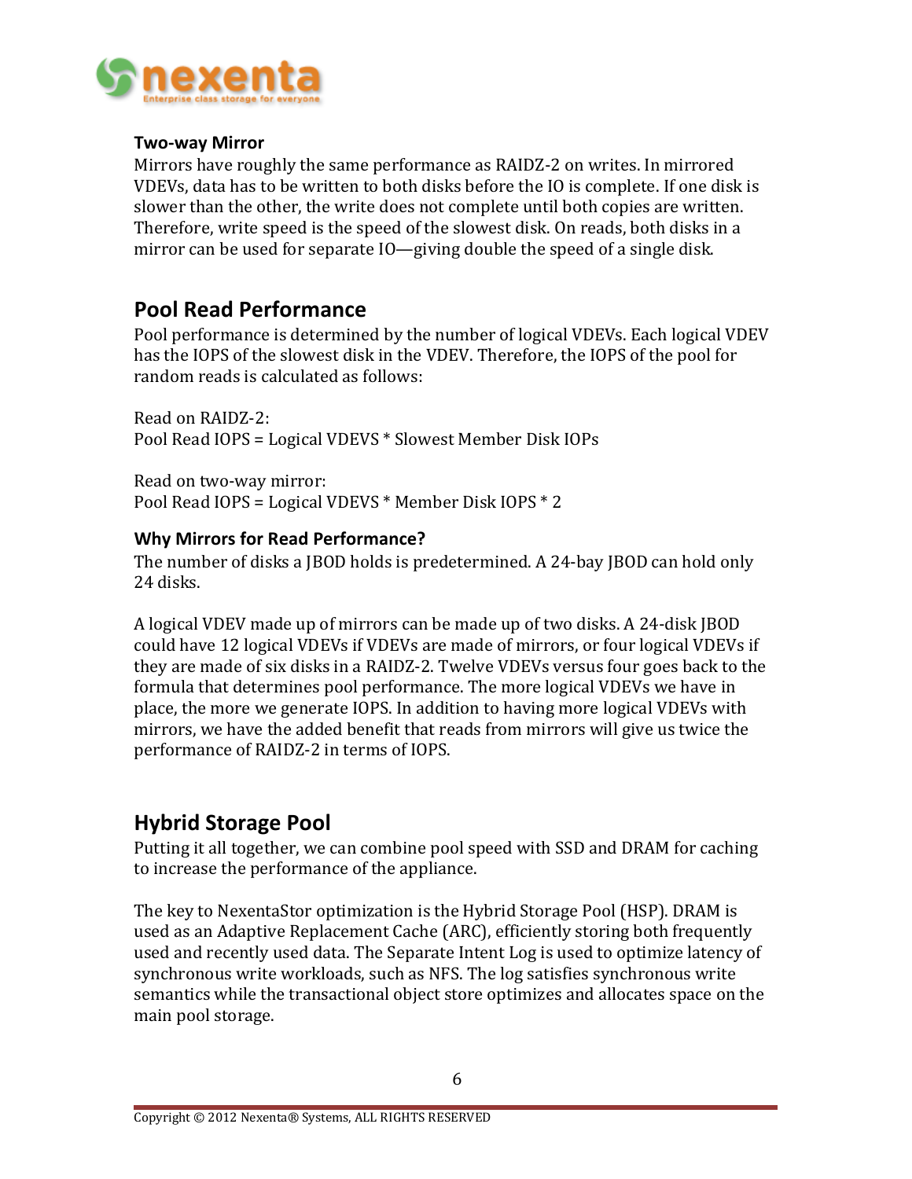### Two-way Mirror

Mirrors have roughly the same performance as RAIDZ-2 on writes. In mirrored VDEVs, data has to be written to both disks before the IO is complete. If one disk is slower than the other, the write does not complete until both copies are written. Therefore, write speed is the speed of the slowest disk. On reads, both disks in a mirror can be used for separate IO—giving double the speed of a single disk.

## Pool Read Performance

Pool performance is determined by the number of logical VDEVs. Each logical VDEV has the IOPS of the slowest disk in the VDEV. Therefore, the IOPS of the pool for random reads is calculated as follows:

Read on RAIDZ-2:
Pool Read IOPS = Logical VDEVS * Slowest Member Disk IOPs

Read on two-way mirror:
Pool Read IOPS = Logical VDEVS * Member Disk IOPS * 2

### Why Mirrors for Read Performance?

The number of disks a JBOD holds is predetermined. A 24-bay JBOD can hold only 24 disks.

A logical VDEV made up of mirrors can be made up of two disks. A 24-disk JBOD could have 12 logical VDEVs if VDEVs are made of mirrors, or four logical VDEVs if they are made of six disks in a RAIDZ-2. Twelve VDEVs versus four goes back to the formula that determines pool performance. The more logical VDEVs we have in place, the more we generate IOPS. In addition to having more logical VDEVs with mirrors, we have the added benefit that reads from mirrors will give us twice the performance of RAIDZ-2 in terms of IOPS.

## Hybrid Storage Pool

Putting it all together, we can combine pool speed with SSD and DRAM for caching to increase the performance of the appliance.

The key to NexentaStor optimization is the Hybrid Storage Pool (HSP). DRAM is used as an Adaptive Replacement Cache (ARC), efficiently storing both frequently used and recently used data. The Separate Intent Log is used to optimize latency of synchronous write workloads, such as NFS. The log satisfies synchronous write semantics while the transactional object store optimizes and allocates space on the main pool storage.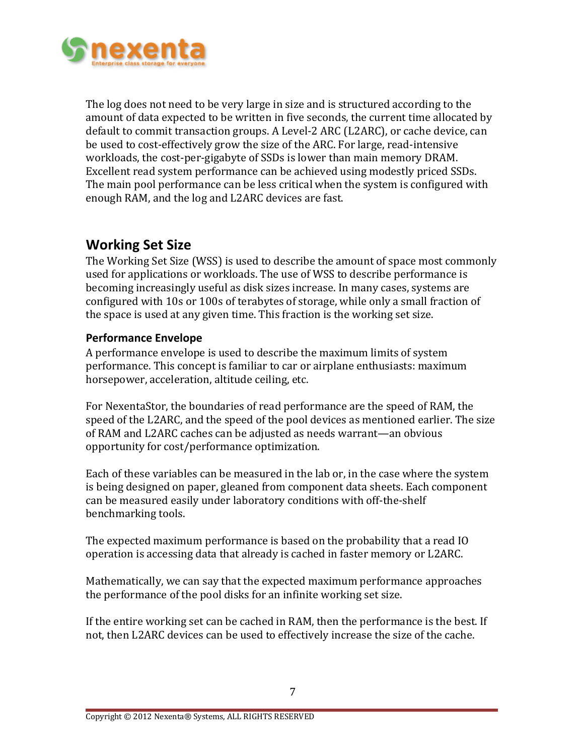The log does not need to be very large in size and is structured according to the amount of data expected to be written in five seconds, the current time allocated by default to commit transaction groups. A Level-2 ARC (L2ARC), or cache device, can be used to cost-effectively grow the size of the ARC. For large, read-intensive workloads, the cost-per-gigabyte of SSDs is lower than main memory DRAM. Excellent read system performance can be achieved using modestly priced SSDs. The main pool performance can be less critical when the system is configured with enough RAM, and the log and L2ARC devices are fast.

## Working Set Size

The Working Set Size (WSS) is used to describe the amount of space most commonly used for applications or workloads. The use of WSS to describe performance is becoming increasingly useful as disk sizes increase. In many cases, systems are configured with 10s or 100s of terabytes of storage, while only a small fraction of the space is used at any given time. This fraction is the working set size.

### Performance Envelope

A performance envelope is used to describe the maximum limits of system performance. This concept is familiar to car or airplane enthusiasts: maximum horsepower, acceleration, altitude ceiling, etc.

For NexentaStor, the boundaries of read performance are the speed of RAM, the speed of the L2ARC, and the speed of the pool devices as mentioned earlier. The size of RAM and L2ARC caches can be adjusted as needs warrant—an obvious opportunity for cost/performance optimization.

Each of these variables can be measured in the lab or, in the case where the system is being designed on paper, gleaned from component data sheets. Each component can be measured easily under laboratory conditions with off-the-shelf benchmarking tools.

The expected maximum performance is based on the probability that a read IO operation is accessing data that already is cached in faster memory or L2ARC.

Mathematically, we can say that the expected maximum performance approaches the performance of the pool disks for an infinite working set size.

If the entire working set can be cached in RAM, then the performance is the best. If not, then L2ARC devices can be used to effectively increase the size of the cache.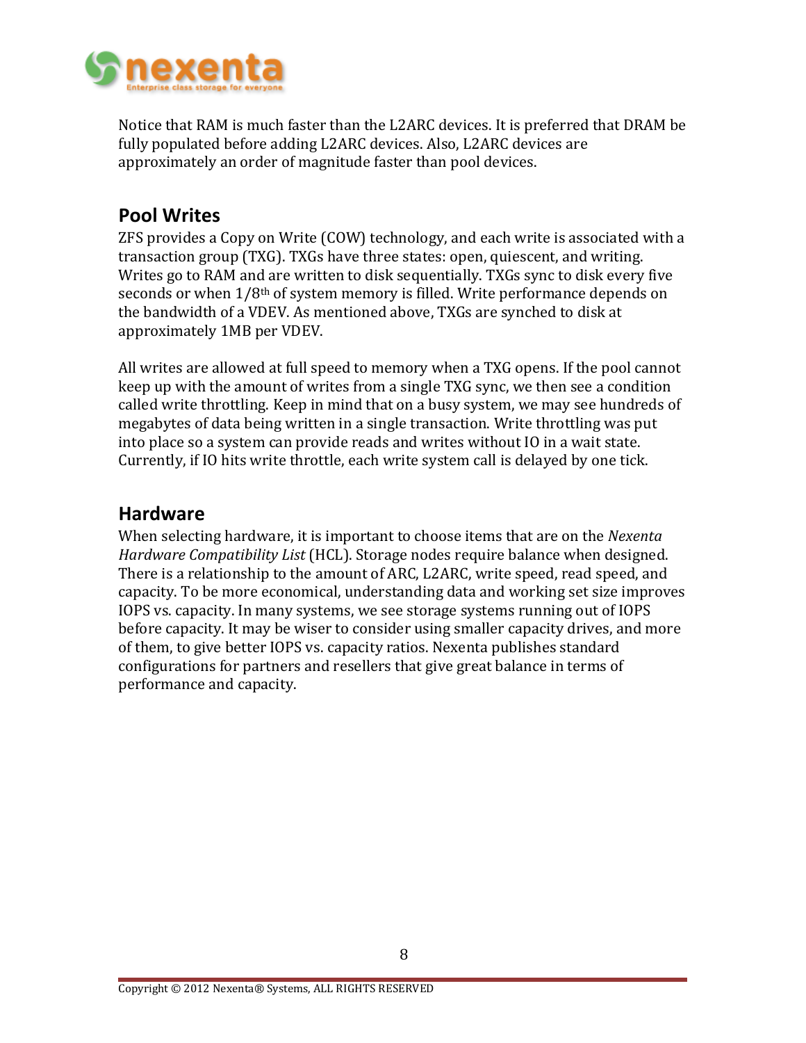Notice that RAM is much faster than the L2ARC devices. It is preferred that DRAM be fully populated before adding L2ARC devices. Also, L2ARC devices are approximately an order of magnitude faster than pool devices.

## Pool Writes

ZFS provides a Copy on Write (COW) technology, and each write is associated with a transaction group (TXG). TXGs have three states: open, quiescent, and writing. Writes go to RAM and are written to disk sequentially. TXGs sync to disk every five seconds or when 1/8th of system memory is filled. Write performance depends on the bandwidth of a VDEV. As mentioned above, TXGs are synched to disk at approximately 1MB per VDEV.

All writes are allowed at full speed to memory when a TXG opens. If the pool cannot keep up with the amount of writes from a single TXG sync, we then see a condition called write throttling. Keep in mind that on a busy system, we may see hundreds of megabytes of data being written in a single transaction. Write throttling was put into place so a system can provide reads and writes without IO in a wait state. Currently, if IO hits write throttle, each write system call is delayed by one tick.

## Hardware

When selecting hardware, it is important to choose items that are on the *Nexenta Hardware Compatibility List* (HCL). Storage nodes require balance when designed. There is a relationship to the amount of ARC, L2ARC, write speed, read speed, and capacity. To be more economical, understanding data and working set size improves IOPS vs. capacity. In many systems, we see storage systems running out of IOPS before capacity. It may be wiser to consider using smaller capacity drives, and more of them, to give better IOPS vs. capacity ratios. Nexenta publishes standard configurations for partners and resellers that give great balance in terms of performance and capacity.